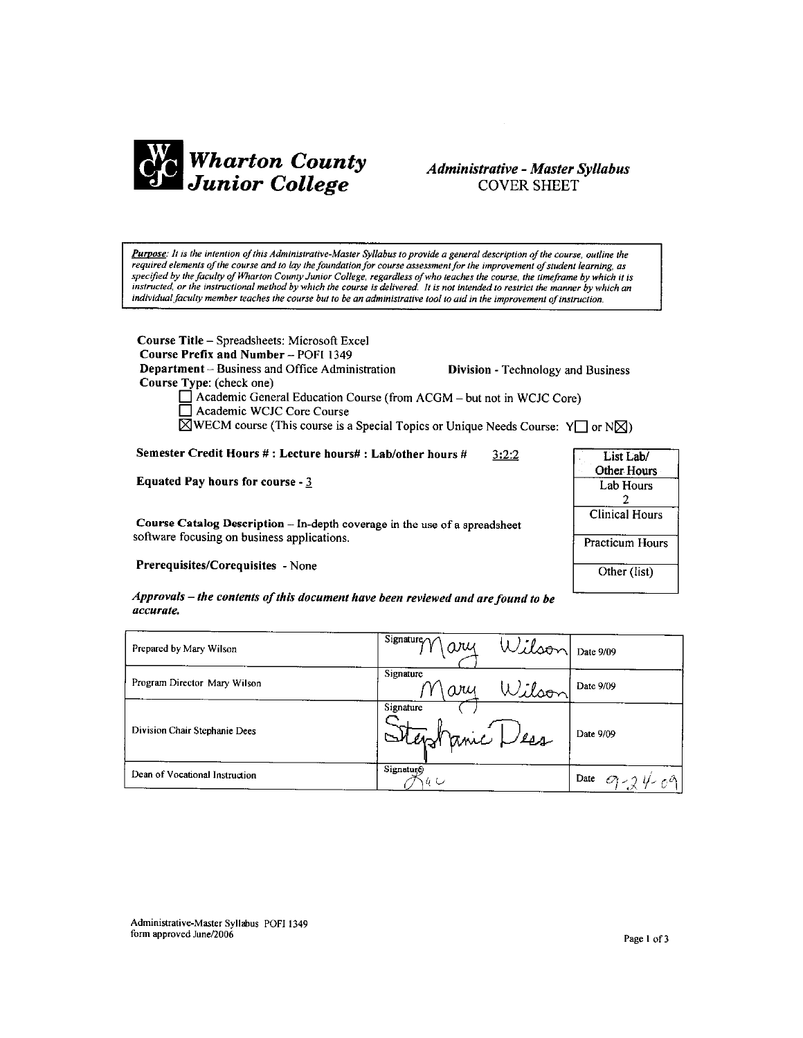# Wharton County Junior College

## *Administrative - Master Syllabus*
## COVER SHEET

> ***Purpose**: It is the intention of this Administrative-Master Syllabus to provide a general description of the course, outline the required elements of the course and to lay the foundation for course assessment for the improvement of student learning, as specified by the faculty of Wharton County Junior College, regardless of who teaches the course, the timeframe by which it is instructed, or the instructional method by which the course is delivered. It is not intended to restrict the manner by which an individual faculty member teaches the course but to be an administrative tool to aid in the improvement of instruction.*

**Course Title** – Spreadsheets: Microsoft Excel
**Course Prefix and Number** – POFI 1349
**Department** – Business and Office Administration   **Division** - Technology and Business
**Course Type**: (check one)

- ☐ Academic General Education Course (from ACGM – but not in WCJC Core)
- ☐ Academic WCJC Core Course
- ☒ WECM course (This course is a Special Topics or Unique Needs Course: Y☐ or N☒)

**Semester Credit Hours # : Lecture hours# : Lab/other hours #**   3:2:2

**Equated Pay hours for course** - 3

| List Lab/ Other Hours |
|---|
| Lab Hours 2 |
| Clinical Hours |
| Practicum Hours |
| Other (list) |

**Course Catalog Description** – In-depth coverage in the use of a spreadsheet software focusing on business applications.

**Prerequisites/Corequisites** - None

***Approvals – the contents of this document have been reviewed and are found to be accurate.***

| | | |
|---|---|---|
| Prepared by Mary Wilson | Signature Mary Wilson | Date 9/09 |
| Program Director Mary Wilson | Signature Mary Wilson | Date 9/09 |
| Division Chair Stephanie Dees | Signature Stephanie Dees | Date 9/09 |
| Dean of Vocational Instruction | Signature | Date 9-24-09 |

Administrative-Master Syllabus POFI 1349
form approved June/2006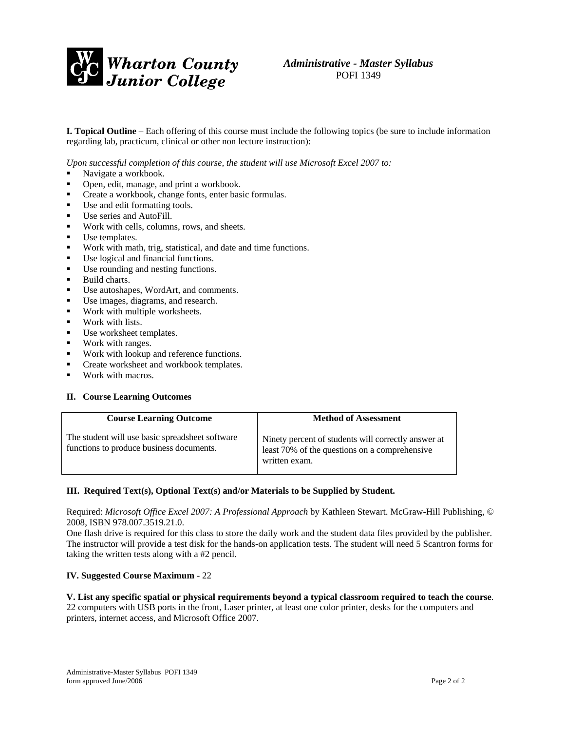**Administrative - Master Syllabus**
POFI 1349

**I. Topical Outline** – Each offering of this course must include the following topics (be sure to include information regarding lab, practicum, clinical or other non lecture instruction):

*Upon successful completion of this course, the student will use Microsoft Excel 2007 to:*

- Navigate a workbook.
- Open, edit, manage, and print a workbook.
- Create a workbook, change fonts, enter basic formulas.
- Use and edit formatting tools.
- Use series and AutoFill.
- Work with cells, columns, rows, and sheets.
- Use templates.
- Work with math, trig, statistical, and date and time functions.
- Use logical and financial functions.
- Use rounding and nesting functions.
- Build charts.
- Use autoshapes, WordArt, and comments.
- Use images, diagrams, and research.
- Work with multiple worksheets.
- Work with lists.
- Use worksheet templates.
- Work with ranges.
- Work with lookup and reference functions.
- Create worksheet and workbook templates.
- Work with macros.

**II. Course Learning Outcomes**

| Course Learning Outcome | Method of Assessment |
|---|---|
| The student will use basic spreadsheet software functions to produce business documents. | Ninety percent of students will correctly answer at least 70% of the questions on a comprehensive written exam. |

**III. Required Text(s), Optional Text(s) and/or Materials to be Supplied by Student.**

Required: *Microsoft Office Excel 2007: A Professional Approach* by Kathleen Stewart. McGraw-Hill Publishing, © 2008, ISBN 978.007.3519.21.0.
One flash drive is required for this class to store the daily work and the student data files provided by the publisher. The instructor will provide a test disk for the hands-on application tests. The student will need 5 Scantron forms for taking the written tests along with a #2 pencil.

**IV. Suggested Course Maximum** - 22

**V. List any specific spatial or physical requirements beyond a typical classroom required to teach the course**.
22 computers with USB ports in the front, Laser printer, at least one color printer, desks for the computers and printers, internet access, and Microsoft Office 2007.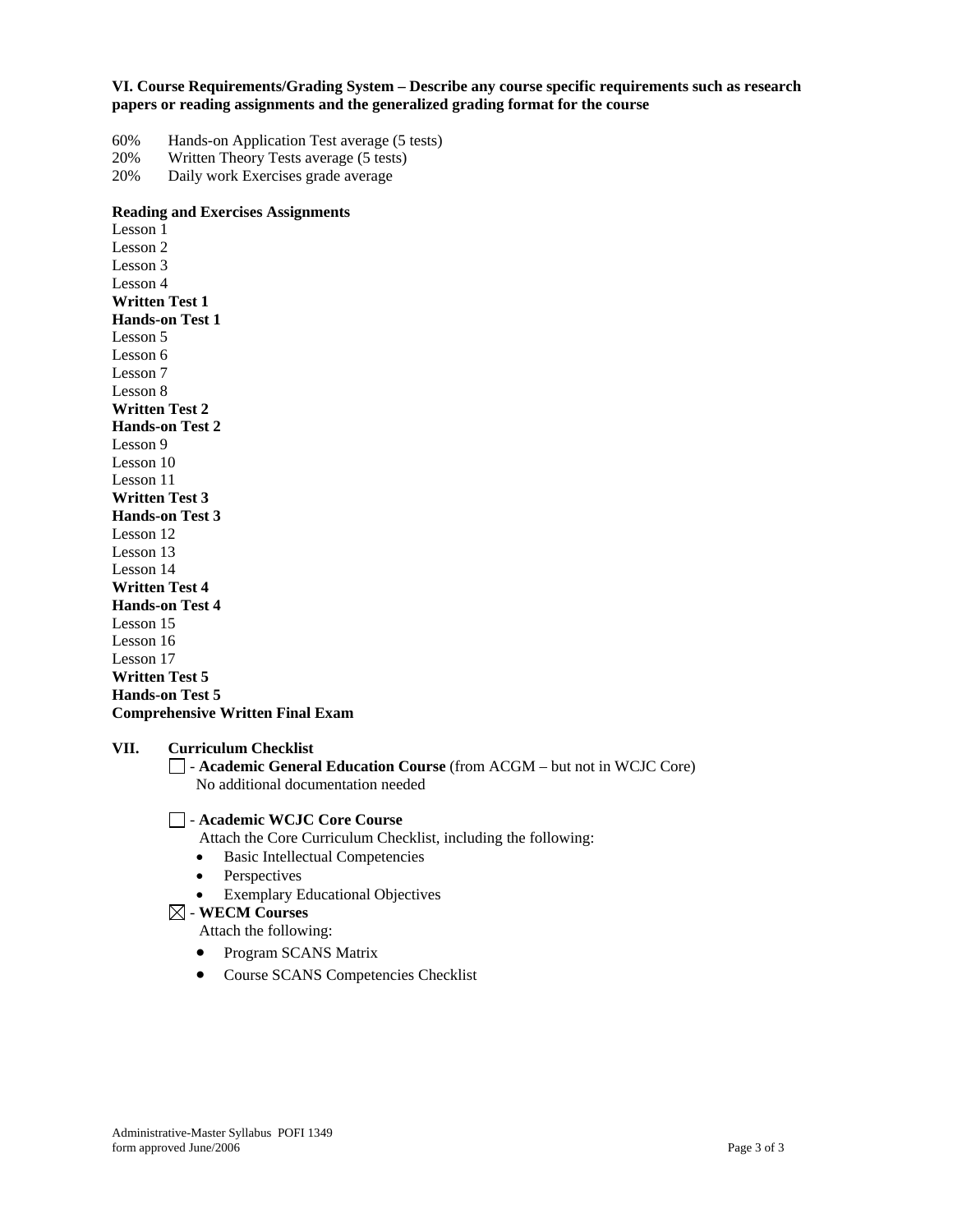**VI. Course Requirements/Grading System – Describe any course specific requirements such as research papers or reading assignments and the generalized grading format for the course**

60% Hands-on Application Test average (5 tests)
20% Written Theory Tests average (5 tests)
20% Daily work Exercises grade average

**Reading and Exercises Assignments**

Lesson 1
Lesson 2
Lesson 3
Lesson 4
**Written Test 1**
**Hands-on Test 1**
Lesson 5
Lesson 6
Lesson 7
Lesson 8
**Written Test 2**
**Hands-on Test 2**
Lesson 9
Lesson 10
Lesson 11
**Written Test 3**
**Hands-on Test 3**
Lesson 12
Lesson 13
Lesson 14
**Written Test 4**
**Hands-on Test 4**
Lesson 15
Lesson 16
Lesson 17
**Written Test 5**
**Hands-on Test 5**
**Comprehensive Written Final Exam**

**VII. Curriculum Checklist**

☐ - **Academic General Education Course** (from ACGM – but not in WCJC Core)
No additional documentation needed

☐ - **Academic WCJC Core Course**
Attach the Core Curriculum Checklist, including the following:

- Basic Intellectual Competencies
- Perspectives
- Exemplary Educational Objectives

☒ - **WECM Courses**
Attach the following:

- Program SCANS Matrix
- Course SCANS Competencies Checklist

Administrative-Master Syllabus POFI 1349
form approved June/2006